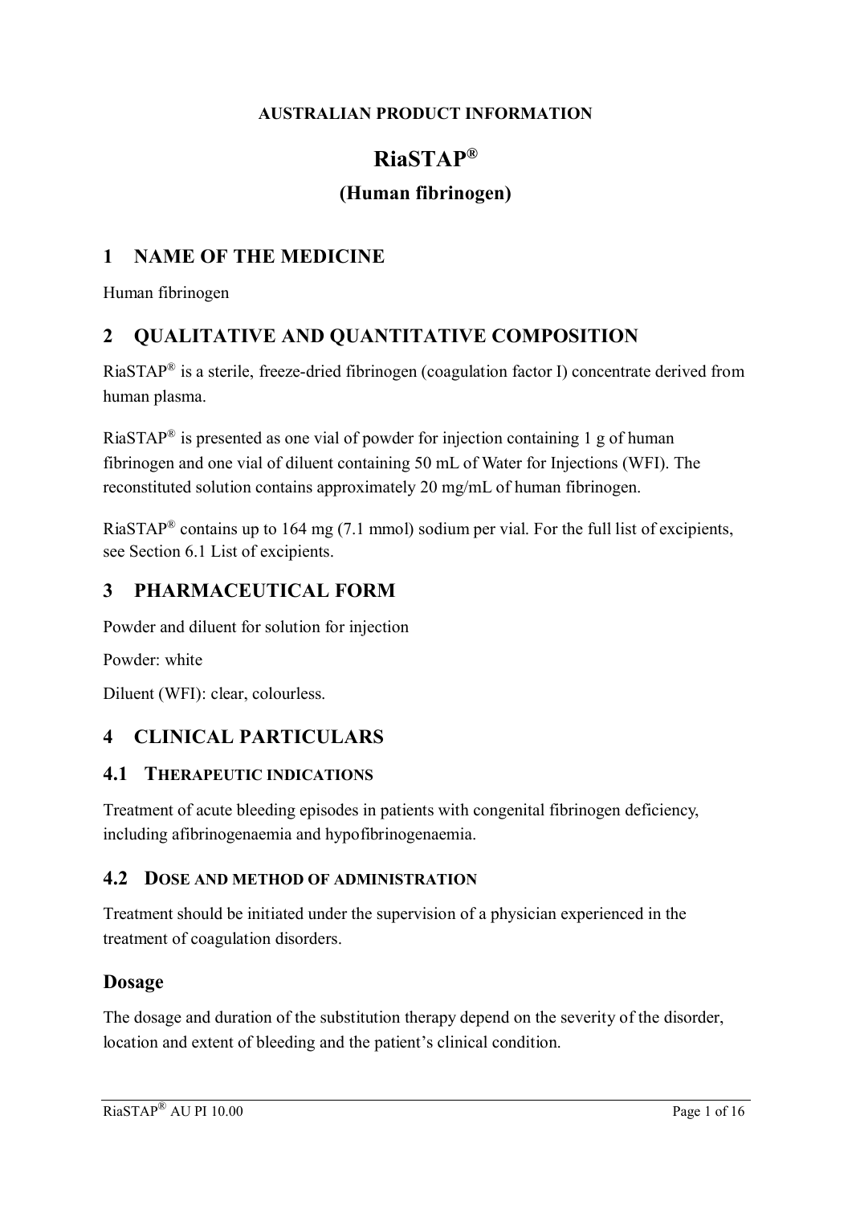**AUSTRALIAN PRODUCT INFORMATION**

# RiaSTAP®

## (Human fibrinogen)

## 1 NAME OF THE MEDICINE

Human fibrinogen

## 2 QUALITATIVE AND QUANTITATIVE COMPOSITION

RiaSTAP® is a sterile, freeze-dried fibrinogen (coagulation factor I) concentrate derived from human plasma.

RiaSTAP® is presented as one vial of powder for injection containing 1 g of human fibrinogen and one vial of diluent containing 50 mL of Water for Injections (WFI). The reconstituted solution contains approximately 20 mg/mL of human fibrinogen.

RiaSTAP® contains up to 164 mg (7.1 mmol) sodium per vial. For the full list of excipients, see Section 6.1 List of excipients.

## 3 PHARMACEUTICAL FORM

Powder and diluent for solution for injection

Powder: white

Diluent (WFI): clear, colourless.

## 4 CLINICAL PARTICULARS

### 4.1 THERAPEUTIC INDICATIONS

Treatment of acute bleeding episodes in patients with congenital fibrinogen deficiency, including afibrinogenaemia and hypofibrinogenaemia.

### 4.2 DOSE AND METHOD OF ADMINISTRATION

Treatment should be initiated under the supervision of a physician experienced in the treatment of coagulation disorders.

### Dosage

The dosage and duration of the substitution therapy depend on the severity of the disorder, location and extent of bleeding and the patient's clinical condition.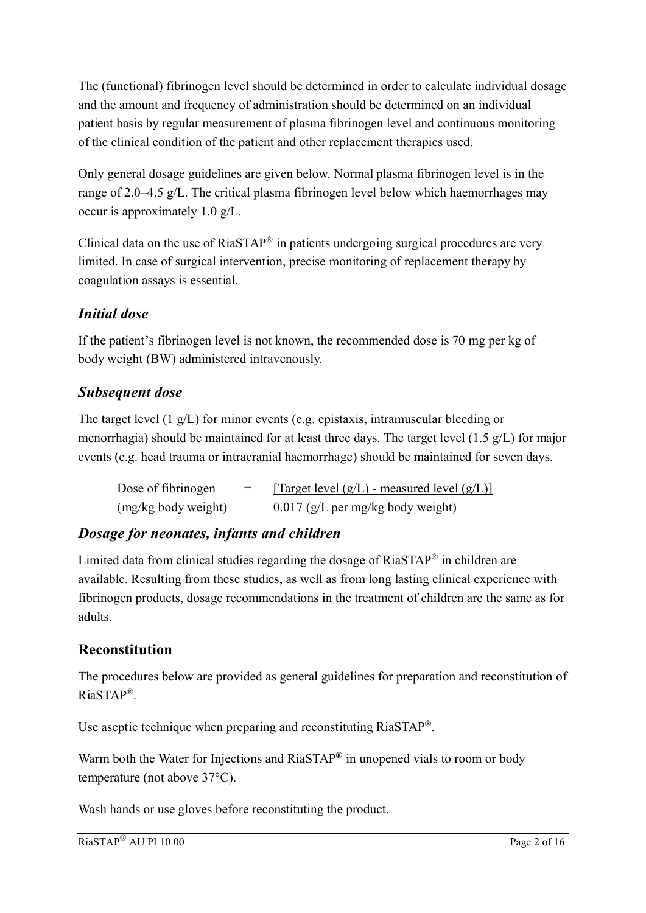The (functional) fibrinogen level should be determined in order to calculate individual dosage and the amount and frequency of administration should be determined on an individual patient basis by regular measurement of plasma fibrinogen level and continuous monitoring of the clinical condition of the patient and other replacement therapies used.

Only general dosage guidelines are given below. Normal plasma fibrinogen level is in the range of 2.0–4.5 g/L. The critical plasma fibrinogen level below which haemorrhages may occur is approximately 1.0 g/L.

Clinical data on the use of RiaSTAP® in patients undergoing surgical procedures are very limited. In case of surgical intervention, precise monitoring of replacement therapy by coagulation assays is essential.

### *Initial dose*

If the patient's fibrinogen level is not known, the recommended dose is 70 mg per kg of body weight (BW) administered intravenously.

### *Subsequent dose*

The target level (1 g/L) for minor events (e.g. epistaxis, intramuscular bleeding or menorrhagia) should be maintained for at least three days. The target level (1.5 g/L) for major events (e.g. head trauma or intracranial haemorrhage) should be maintained for seven days.

$$\text{Dose of fibrinogen (mg/kg body weight)} = \frac{[\text{Target level (g/L) - measured level (g/L)}]}{0.017 \text{ (g/L per mg/kg body weight)}}$$

### *Dosage for neonates, infants and children*

Limited data from clinical studies regarding the dosage of RiaSTAP® in children are available. Resulting from these studies, as well as from long lasting clinical experience with fibrinogen products, dosage recommendations in the treatment of children are the same as for adults.

## Reconstitution

The procedures below are provided as general guidelines for preparation and reconstitution of RiaSTAP®.

Use aseptic technique when preparing and reconstituting RiaSTAP®.

Warm both the Water for Injections and RiaSTAP® in unopened vials to room or body temperature (not above 37°C).

Wash hands or use gloves before reconstituting the product.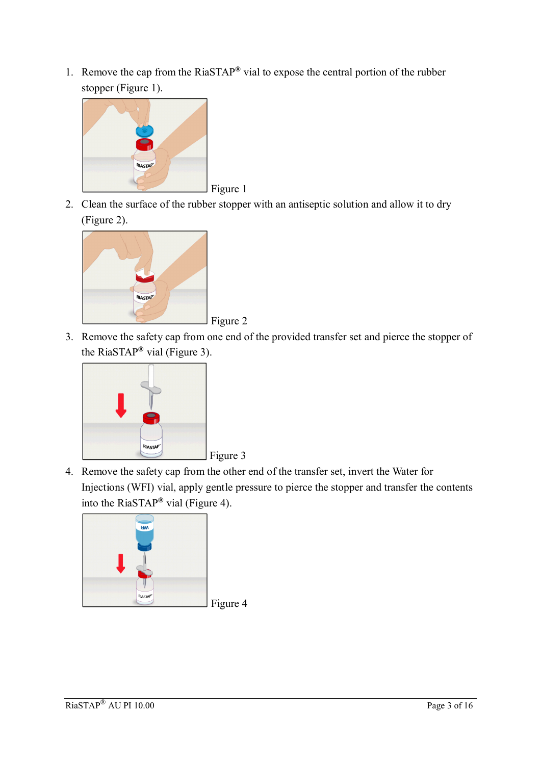1. Remove the cap from the RiaSTAP® vial to expose the central portion of the rubber stopper (Figure 1).

Figure 1

2. Clean the surface of the rubber stopper with an antiseptic solution and allow it to dry (Figure 2).

Figure 2

3. Remove the safety cap from one end of the provided transfer set and pierce the stopper of the RiaSTAP® vial (Figure 3).

Figure 3

4. Remove the safety cap from the other end of the transfer set, invert the Water for Injections (WFI) vial, apply gentle pressure to pierce the stopper and transfer the contents into the RiaSTAP® vial (Figure 4).

Figure 4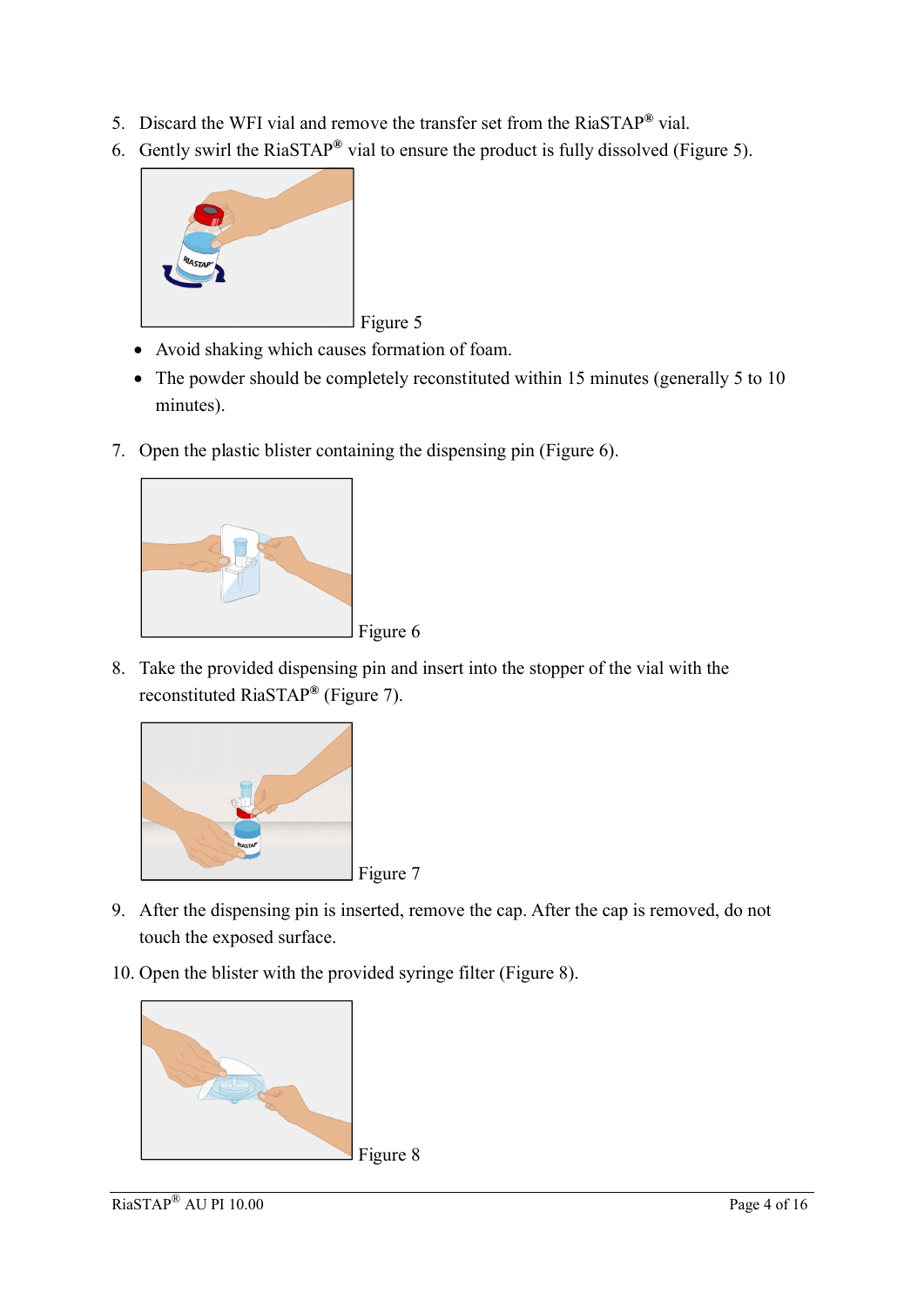5. Discard the WFI vial and remove the transfer set from the RiaSTAP® vial.
6. Gently swirl the RiaSTAP® vial to ensure the product is fully dissolved (Figure 5).

Figure 5

- Avoid shaking which causes formation of foam.
- The powder should be completely reconstituted within 15 minutes (generally 5 to 10 minutes).

7. Open the plastic blister containing the dispensing pin (Figure 6).

Figure 6

8. Take the provided dispensing pin and insert into the stopper of the vial with the reconstituted RiaSTAP® (Figure 7).

Figure 7

9. After the dispensing pin is inserted, remove the cap. After the cap is removed, do not touch the exposed surface.
10. Open the blister with the provided syringe filter (Figure 8).

Figure 8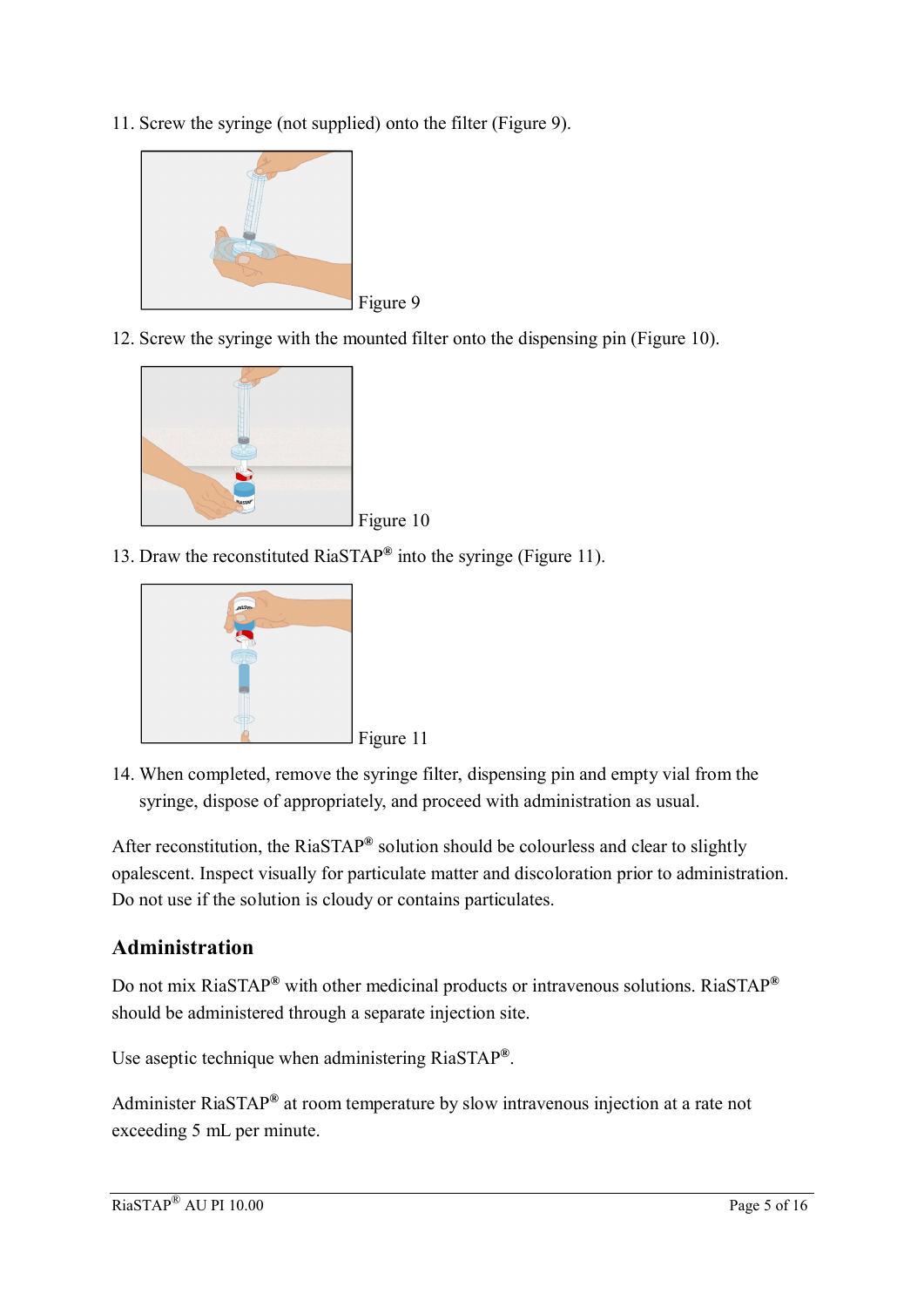11. Screw the syringe (not supplied) onto the filter (Figure 9).

Figure 9

12. Screw the syringe with the mounted filter onto the dispensing pin (Figure 10).

Figure 10

13. Draw the reconstituted RiaSTAP® into the syringe (Figure 11).

Figure 11

14. When completed, remove the syringe filter, dispensing pin and empty vial from the syringe, dispose of appropriately, and proceed with administration as usual.

After reconstitution, the RiaSTAP® solution should be colourless and clear to slightly opalescent. Inspect visually for particulate matter and discoloration prior to administration. Do not use if the solution is cloudy or contains particulates.

## Administration

Do not mix RiaSTAP® with other medicinal products or intravenous solutions. RiaSTAP® should be administered through a separate injection site.

Use aseptic technique when administering RiaSTAP®.

Administer RiaSTAP® at room temperature by slow intravenous injection at a rate not exceeding 5 mL per minute.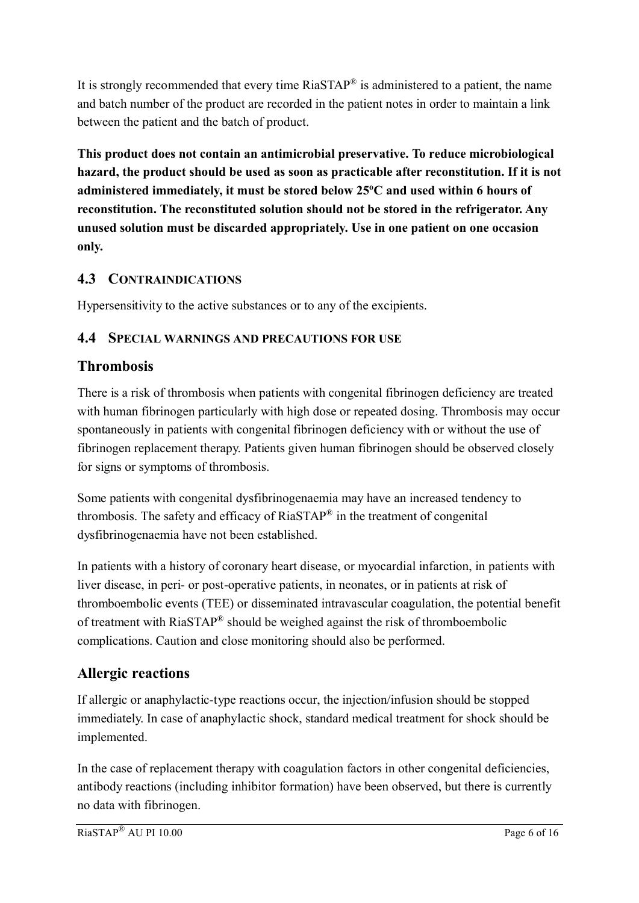It is strongly recommended that every time RiaSTAP® is administered to a patient, the name and batch number of the product are recorded in the patient notes in order to maintain a link between the patient and the batch of product.

**This product does not contain an antimicrobial preservative. To reduce microbiological hazard, the product should be used as soon as practicable after reconstitution. If it is not administered immediately, it must be stored below 25ºC and used within 6 hours of reconstitution. The reconstituted solution should not be stored in the refrigerator. Any unused solution must be discarded appropriately. Use in one patient on one occasion only.**

## 4.3 CONTRAINDICATIONS

Hypersensitivity to the active substances or to any of the excipients.

## 4.4 SPECIAL WARNINGS AND PRECAUTIONS FOR USE

### Thrombosis

There is a risk of thrombosis when patients with congenital fibrinogen deficiency are treated with human fibrinogen particularly with high dose or repeated dosing. Thrombosis may occur spontaneously in patients with congenital fibrinogen deficiency with or without the use of fibrinogen replacement therapy. Patients given human fibrinogen should be observed closely for signs or symptoms of thrombosis.

Some patients with congenital dysfibrinogenaemia may have an increased tendency to thrombosis. The safety and efficacy of RiaSTAP® in the treatment of congenital dysfibrinogenaemia have not been established.

In patients with a history of coronary heart disease, or myocardial infarction, in patients with liver disease, in peri- or post-operative patients, in neonates, or in patients at risk of thromboembolic events (TEE) or disseminated intravascular coagulation, the potential benefit of treatment with RiaSTAP® should be weighed against the risk of thromboembolic complications. Caution and close monitoring should also be performed.

### Allergic reactions

If allergic or anaphylactic-type reactions occur, the injection/infusion should be stopped immediately. In case of anaphylactic shock, standard medical treatment for shock should be implemented.

In the case of replacement therapy with coagulation factors in other congenital deficiencies, antibody reactions (including inhibitor formation) have been observed, but there is currently no data with fibrinogen.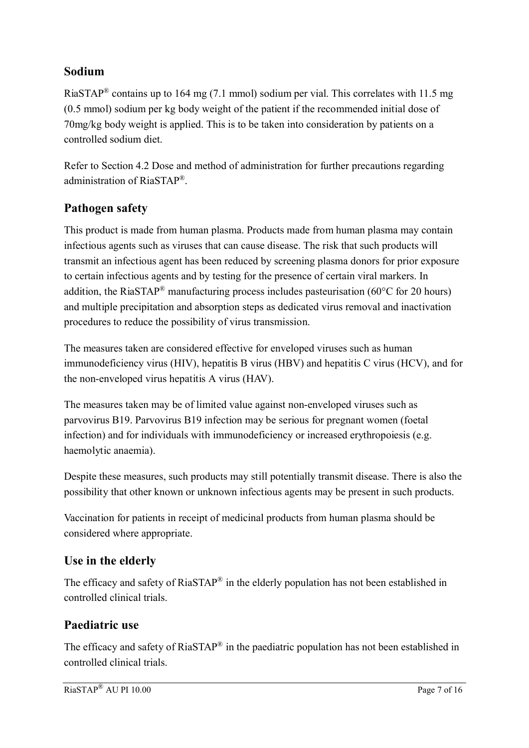## Sodium

RiaSTAP® contains up to 164 mg (7.1 mmol) sodium per vial. This correlates with 11.5 mg (0.5 mmol) sodium per kg body weight of the patient if the recommended initial dose of 70mg/kg body weight is applied. This is to be taken into consideration by patients on a controlled sodium diet.

Refer to Section 4.2 Dose and method of administration for further precautions regarding administration of RiaSTAP®.

## Pathogen safety

This product is made from human plasma. Products made from human plasma may contain infectious agents such as viruses that can cause disease. The risk that such products will transmit an infectious agent has been reduced by screening plasma donors for prior exposure to certain infectious agents and by testing for the presence of certain viral markers. In addition, the RiaSTAP® manufacturing process includes pasteurisation (60°C for 20 hours) and multiple precipitation and absorption steps as dedicated virus removal and inactivation procedures to reduce the possibility of virus transmission.

The measures taken are considered effective for enveloped viruses such as human immunodeficiency virus (HIV), hepatitis B virus (HBV) and hepatitis C virus (HCV), and for the non-enveloped virus hepatitis A virus (HAV).

The measures taken may be of limited value against non-enveloped viruses such as parvovirus B19. Parvovirus B19 infection may be serious for pregnant women (foetal infection) and for individuals with immunodeficiency or increased erythropoiesis (e.g. haemolytic anaemia).

Despite these measures, such products may still potentially transmit disease. There is also the possibility that other known or unknown infectious agents may be present in such products.

Vaccination for patients in receipt of medicinal products from human plasma should be considered where appropriate.

## Use in the elderly

The efficacy and safety of RiaSTAP® in the elderly population has not been established in controlled clinical trials.

## Paediatric use

The efficacy and safety of RiaSTAP® in the paediatric population has not been established in controlled clinical trials.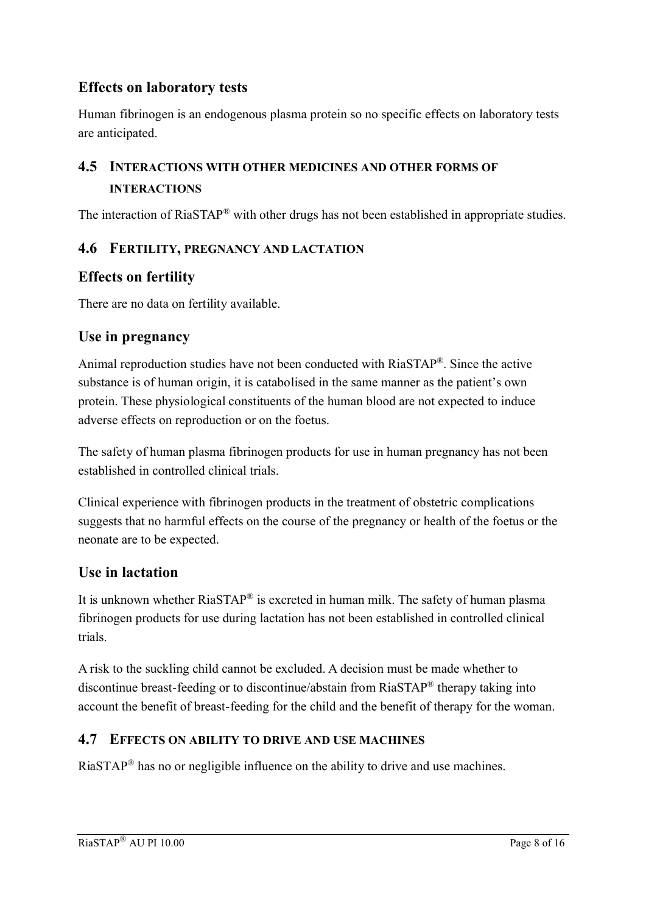### Effects on laboratory tests

Human fibrinogen is an endogenous plasma protein so no specific effects on laboratory tests are anticipated.

## 4.5 INTERACTIONS WITH OTHER MEDICINES AND OTHER FORMS OF INTERACTIONS

The interaction of RiaSTAP® with other drugs has not been established in appropriate studies.

## 4.6 FERTILITY, PREGNANCY AND LACTATION

### Effects on fertility

There are no data on fertility available.

### Use in pregnancy

Animal reproduction studies have not been conducted with RiaSTAP®. Since the active substance is of human origin, it is catabolised in the same manner as the patient's own protein. These physiological constituents of the human blood are not expected to induce adverse effects on reproduction or on the foetus.

The safety of human plasma fibrinogen products for use in human pregnancy has not been established in controlled clinical trials.

Clinical experience with fibrinogen products in the treatment of obstetric complications suggests that no harmful effects on the course of the pregnancy or health of the foetus or the neonate are to be expected.

### Use in lactation

It is unknown whether RiaSTAP® is excreted in human milk. The safety of human plasma fibrinogen products for use during lactation has not been established in controlled clinical trials.

A risk to the suckling child cannot be excluded. A decision must be made whether to discontinue breast-feeding or to discontinue/abstain from RiaSTAP® therapy taking into account the benefit of breast-feeding for the child and the benefit of therapy for the woman.

## 4.7 EFFECTS ON ABILITY TO DRIVE AND USE MACHINES

RiaSTAP® has no or negligible influence on the ability to drive and use machines.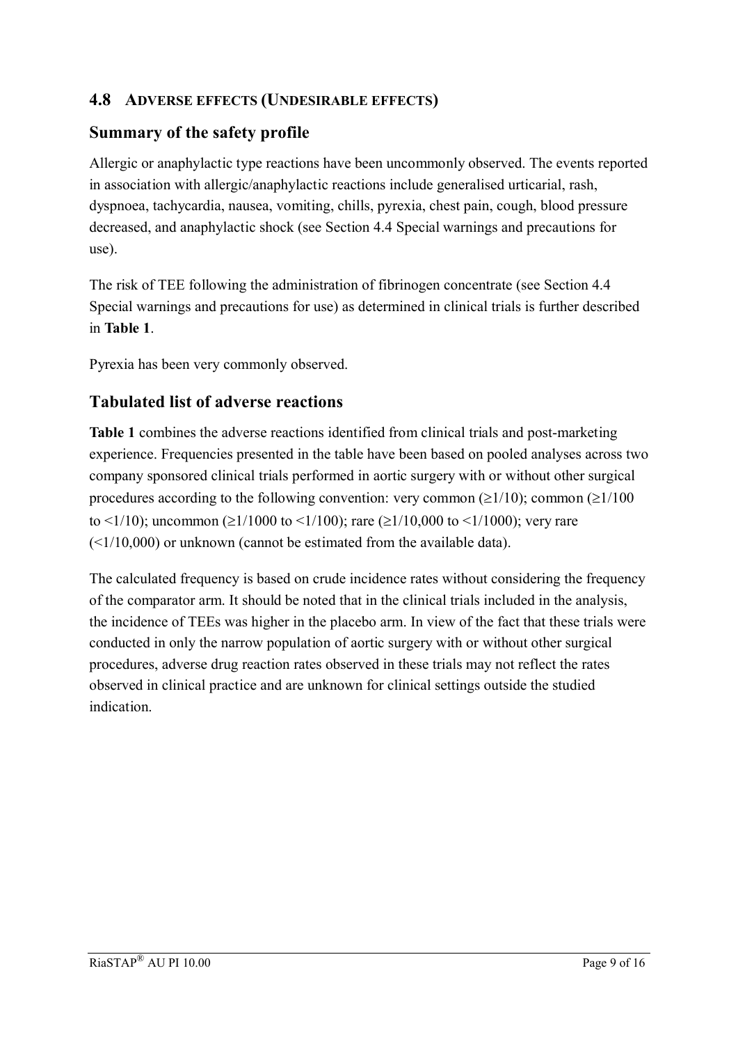## 4.8 ADVERSE EFFECTS (UNDESIRABLE EFFECTS)

### Summary of the safety profile

Allergic or anaphylactic type reactions have been uncommonly observed. The events reported in association with allergic/anaphylactic reactions include generalised urticarial, rash, dyspnoea, tachycardia, nausea, vomiting, chills, pyrexia, chest pain, cough, blood pressure decreased, and anaphylactic shock (see Section 4.4 Special warnings and precautions for use).

The risk of TEE following the administration of fibrinogen concentrate (see Section 4.4 Special warnings and precautions for use) as determined in clinical trials is further described in **Table 1**.

Pyrexia has been very commonly observed.

### Tabulated list of adverse reactions

**Table 1** combines the adverse reactions identified from clinical trials and post-marketing experience. Frequencies presented in the table have been based on pooled analyses across two company sponsored clinical trials performed in aortic surgery with or without other surgical procedures according to the following convention: very common (≥1/10); common (≥1/100 to <1/10); uncommon (≥1/1000 to <1/100); rare (≥1/10,000 to <1/1000); very rare (<1/10,000) or unknown (cannot be estimated from the available data).

The calculated frequency is based on crude incidence rates without considering the frequency of the comparator arm. It should be noted that in the clinical trials included in the analysis, the incidence of TEEs was higher in the placebo arm. In view of the fact that these trials were conducted in only the narrow population of aortic surgery with or without other surgical procedures, adverse drug reaction rates observed in these trials may not reflect the rates observed in clinical practice and are unknown for clinical settings outside the studied indication.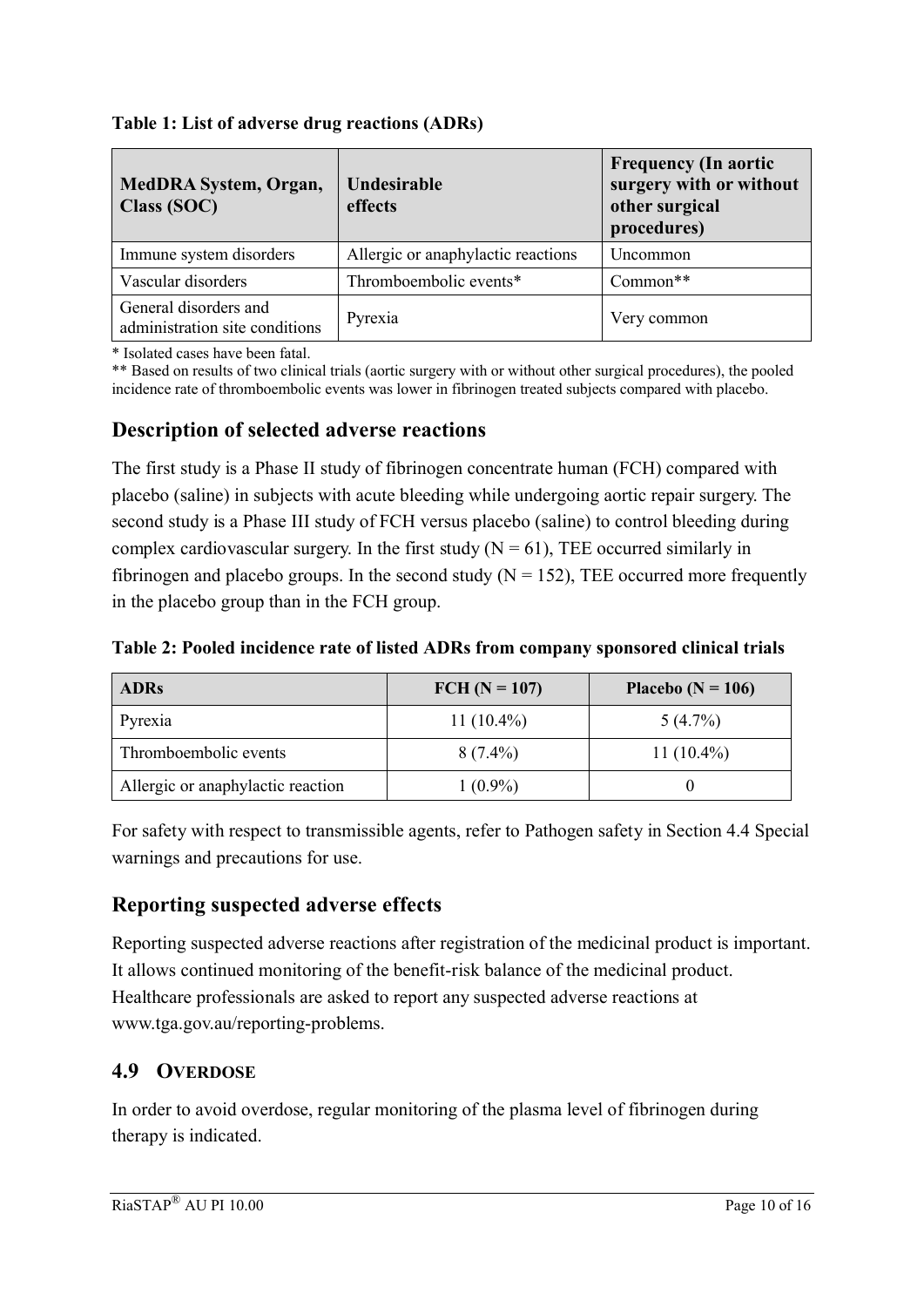**Table 1: List of adverse drug reactions (ADRs)**

| MedDRA System, Organ, Class (SOC) | Undesirable effects | Frequency (In aortic surgery with or without other surgical procedures) |
|---|---|---|
| Immune system disorders | Allergic or anaphylactic reactions | Uncommon |
| Vascular disorders | Thromboembolic events* | Common** |
| General disorders and administration site conditions | Pyrexia | Very common |

\* Isolated cases have been fatal.

** Based on results of two clinical trials (aortic surgery with or without other surgical procedures), the pooled incidence rate of thromboembolic events was lower in fibrinogen treated subjects compared with placebo.

## Description of selected adverse reactions

The first study is a Phase II study of fibrinogen concentrate human (FCH) compared with placebo (saline) in subjects with acute bleeding while undergoing aortic repair surgery. The second study is a Phase III study of FCH versus placebo (saline) to control bleeding during complex cardiovascular surgery. In the first study (N = 61), TEE occurred similarly in fibrinogen and placebo groups. In the second study (N = 152), TEE occurred more frequently in the placebo group than in the FCH group.

**Table 2: Pooled incidence rate of listed ADRs from company sponsored clinical trials**

| ADRs | FCH (N = 107) | Placebo (N = 106) |
|---|---|---|
| Pyrexia | 11 (10.4%) | 5 (4.7%) |
| Thromboembolic events | 8 (7.4%) | 11 (10.4%) |
| Allergic or anaphylactic reaction | 1 (0.9%) | 0 |

For safety with respect to transmissible agents, refer to Pathogen safety in Section 4.4 Special warnings and precautions for use.

## Reporting suspected adverse effects

Reporting suspected adverse reactions after registration of the medicinal product is important. It allows continued monitoring of the benefit-risk balance of the medicinal product. Healthcare professionals are asked to report any suspected adverse reactions at www.tga.gov.au/reporting-problems.

## 4.9 Overdose

In order to avoid overdose, regular monitoring of the plasma level of fibrinogen during therapy is indicated.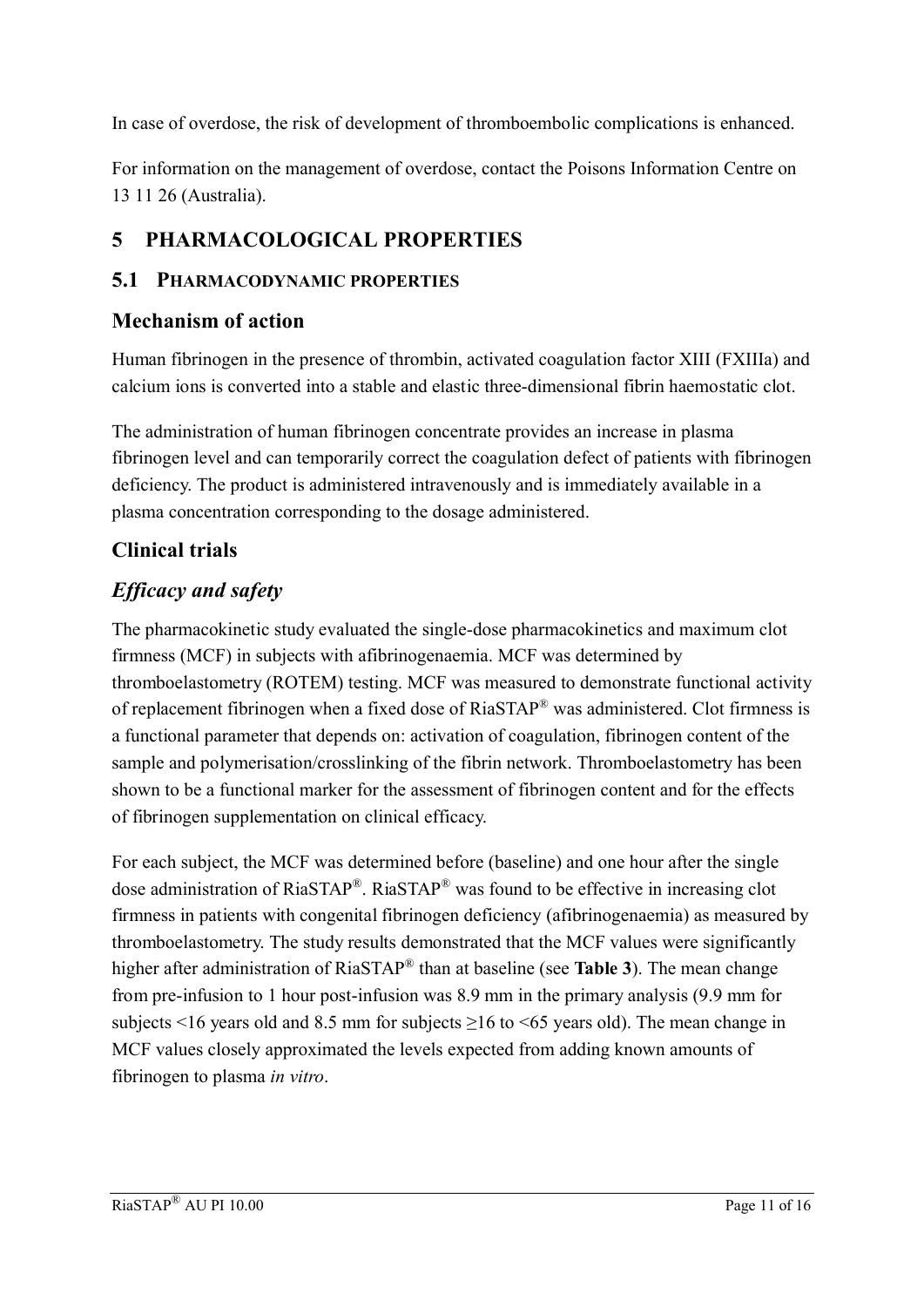In case of overdose, the risk of development of thromboembolic complications is enhanced.

For information on the management of overdose, contact the Poisons Information Centre on 13 11 26 (Australia).

# 5 PHARMACOLOGICAL PROPERTIES

## 5.1 PHARMACODYNAMIC PROPERTIES

### Mechanism of action

Human fibrinogen in the presence of thrombin, activated coagulation factor XIII (FXIIIa) and calcium ions is converted into a stable and elastic three-dimensional fibrin haemostatic clot.

The administration of human fibrinogen concentrate provides an increase in plasma fibrinogen level and can temporarily correct the coagulation defect of patients with fibrinogen deficiency. The product is administered intravenously and is immediately available in a plasma concentration corresponding to the dosage administered.

### Clinical trials

### *Efficacy and safety*

The pharmacokinetic study evaluated the single-dose pharmacokinetics and maximum clot firmness (MCF) in subjects with afibrinogenaemia. MCF was determined by thromboelastometry (ROTEM) testing. MCF was measured to demonstrate functional activity of replacement fibrinogen when a fixed dose of RiaSTAP® was administered. Clot firmness is a functional parameter that depends on: activation of coagulation, fibrinogen content of the sample and polymerisation/crosslinking of the fibrin network. Thromboelastometry has been shown to be a functional marker for the assessment of fibrinogen content and for the effects of fibrinogen supplementation on clinical efficacy.

For each subject, the MCF was determined before (baseline) and one hour after the single dose administration of RiaSTAP®. RiaSTAP® was found to be effective in increasing clot firmness in patients with congenital fibrinogen deficiency (afibrinogenaemia) as measured by thromboelastometry. The study results demonstrated that the MCF values were significantly higher after administration of RiaSTAP® than at baseline (see **Table 3**). The mean change from pre-infusion to 1 hour post-infusion was 8.9 mm in the primary analysis (9.9 mm for subjects <16 years old and 8.5 mm for subjects ≥16 to <65 years old). The mean change in MCF values closely approximated the levels expected from adding known amounts of fibrinogen to plasma *in vitro*.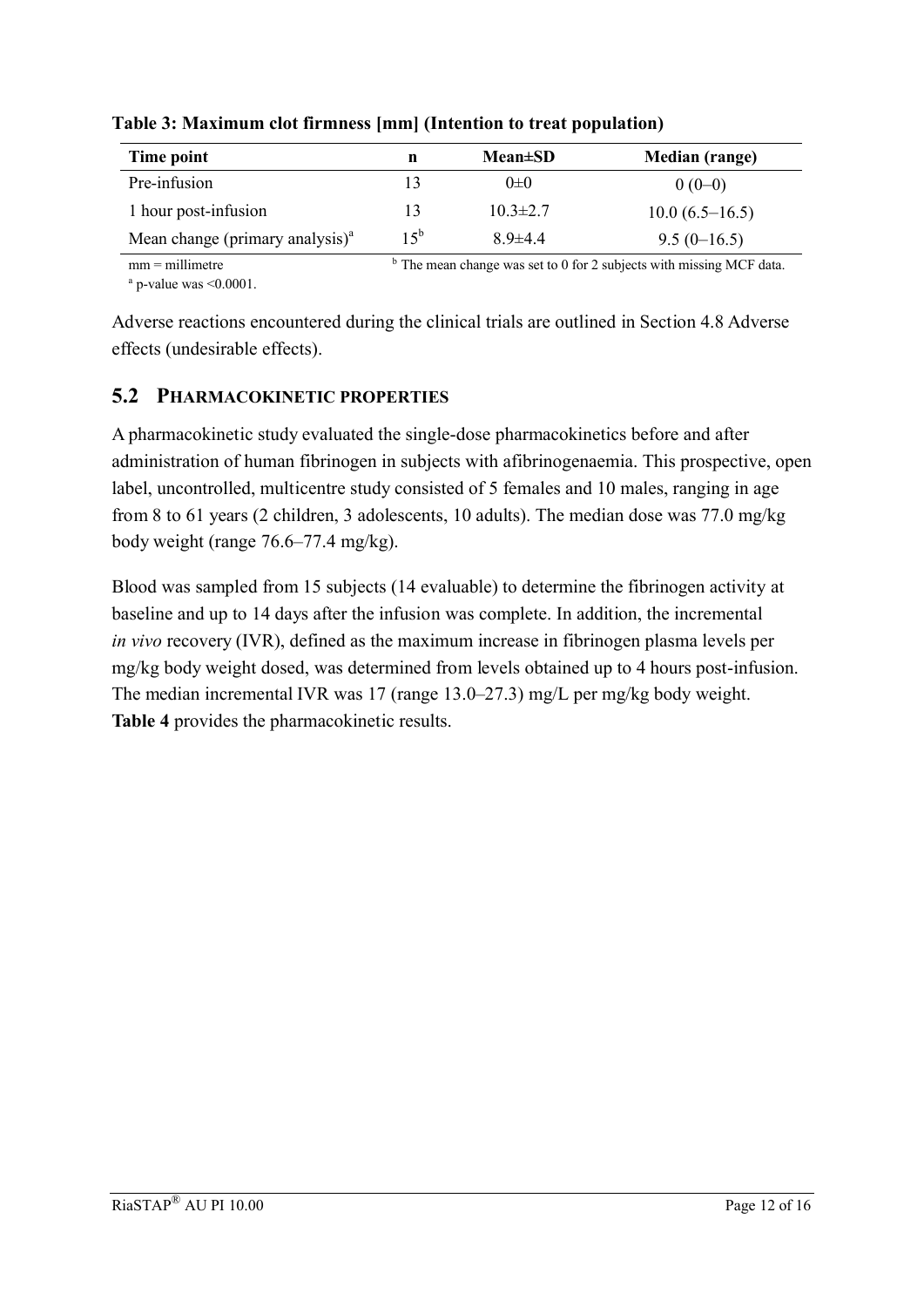**Table 3: Maximum clot firmness [mm] (Intention to treat population)**

| Time point | n | Mean±SD | Median (range) |
|---|---|---|---|
| Pre-infusion | 13 | 0±0 | 0 (0–0) |
| 1 hour post-infusion | 13 | 10.3±2.7 | 10.0 (6.5–16.5) |
| Mean change (primary analysis)[a] | 15[b] | 8.9±4.4 | 9.5 (0–16.5) |

mm = millimetre

[a] p-value was <0.0001.

[b] The mean change was set to 0 for 2 subjects with missing MCF data.

Adverse reactions encountered during the clinical trials are outlined in Section 4.8 Adverse effects (undesirable effects).

## 5.2 Pharmacokinetic properties

A pharmacokinetic study evaluated the single-dose pharmacokinetics before and after administration of human fibrinogen in subjects with afibrinogenaemia. This prospective, open label, uncontrolled, multicentre study consisted of 5 females and 10 males, ranging in age from 8 to 61 years (2 children, 3 adolescents, 10 adults). The median dose was 77.0 mg/kg body weight (range 76.6–77.4 mg/kg).

Blood was sampled from 15 subjects (14 evaluable) to determine the fibrinogen activity at baseline and up to 14 days after the infusion was complete. In addition, the incremental *in vivo* recovery (IVR), defined as the maximum increase in fibrinogen plasma levels per mg/kg body weight dosed, was determined from levels obtained up to 4 hours post-infusion. The median incremental IVR was 17 (range 13.0–27.3) mg/L per mg/kg body weight. **Table 4** provides the pharmacokinetic results.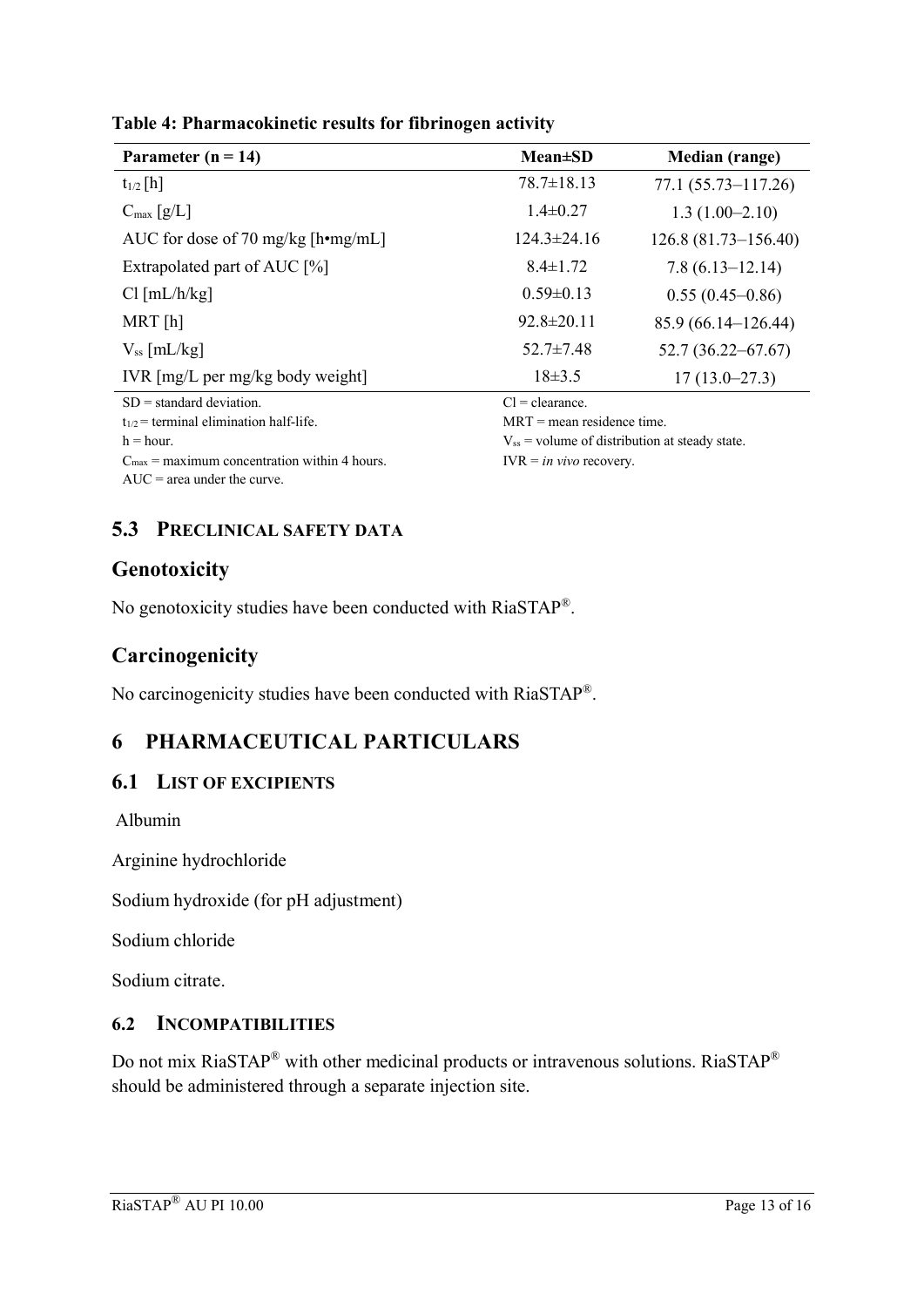**Table 4: Pharmacokinetic results for fibrinogen activity**

| Parameter (n = 14) | Mean±SD | Median (range) |
|---|---|---|
| $t_{1/2}$ [h] | 78.7±18.13 | 77.1 (55.73–117.26) |
| $C_{max}$ [g/L] | 1.4±0.27 | 1.3 (1.00–2.10) |
| AUC for dose of 70 mg/kg [h•mg/mL] | 124.3±24.16 | 126.8 (81.73–156.40) |
| Extrapolated part of AUC [%] | 8.4±1.72 | 7.8 (6.13–12.14) |
| Cl [mL/h/kg] | 0.59±0.13 | 0.55 (0.45–0.86) |
| MRT [h] | 92.8±20.11 | 85.9 (66.14–126.44) |
| $V_{ss}$ [mL/kg] | 52.7±7.48 | 52.7 (36.22–67.67) |
| IVR [mg/L per mg/kg body weight] | 18±3.5 | 17 (13.0–27.3) |

SD = standard deviation.
$t_{1/2}$ = terminal elimination half-life.
h = hour.
$C_{max}$ = maximum concentration within 4 hours.
AUC = area under the curve.
Cl = clearance.
MRT = mean residence time.
$V_{ss}$ = volume of distribution at steady state.
IVR = *in vivo* recovery.

## 5.3 PRECLINICAL SAFETY DATA

### Genotoxicity

No genotoxicity studies have been conducted with RiaSTAP®.

### Carcinogenicity

No carcinogenicity studies have been conducted with RiaSTAP®.

# 6 PHARMACEUTICAL PARTICULARS

## 6.1 LIST OF EXCIPIENTS

Albumin

Arginine hydrochloride

Sodium hydroxide (for pH adjustment)

Sodium chloride

Sodium citrate.

## 6.2 INCOMPATIBILITIES

Do not mix RiaSTAP® with other medicinal products or intravenous solutions. RiaSTAP® should be administered through a separate injection site.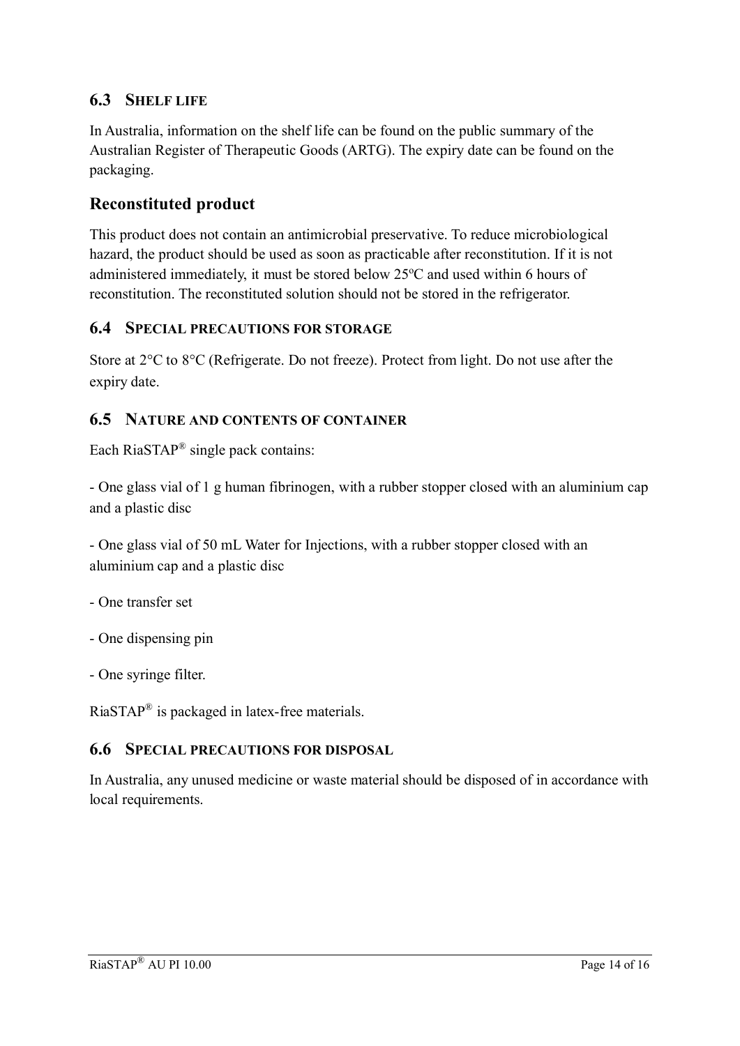### 6.3 SHELF LIFE

In Australia, information on the shelf life can be found on the public summary of the Australian Register of Therapeutic Goods (ARTG). The expiry date can be found on the packaging.

## Reconstituted product

This product does not contain an antimicrobial preservative. To reduce microbiological hazard, the product should be used as soon as practicable after reconstitution. If it is not administered immediately, it must be stored below 25ºC and used within 6 hours of reconstitution. The reconstituted solution should not be stored in the refrigerator.

### 6.4 SPECIAL PRECAUTIONS FOR STORAGE

Store at 2°C to 8°C (Refrigerate. Do not freeze). Protect from light. Do not use after the expiry date.

### 6.5 NATURE AND CONTENTS OF CONTAINER

Each RiaSTAP® single pack contains:

- One glass vial of 1 g human fibrinogen, with a rubber stopper closed with an aluminium cap and a plastic disc

- One glass vial of 50 mL Water for Injections, with a rubber stopper closed with an aluminium cap and a plastic disc

- One transfer set

- One dispensing pin

- One syringe filter.

RiaSTAP® is packaged in latex-free materials.

### 6.6 SPECIAL PRECAUTIONS FOR DISPOSAL

In Australia, any unused medicine or waste material should be disposed of in accordance with local requirements.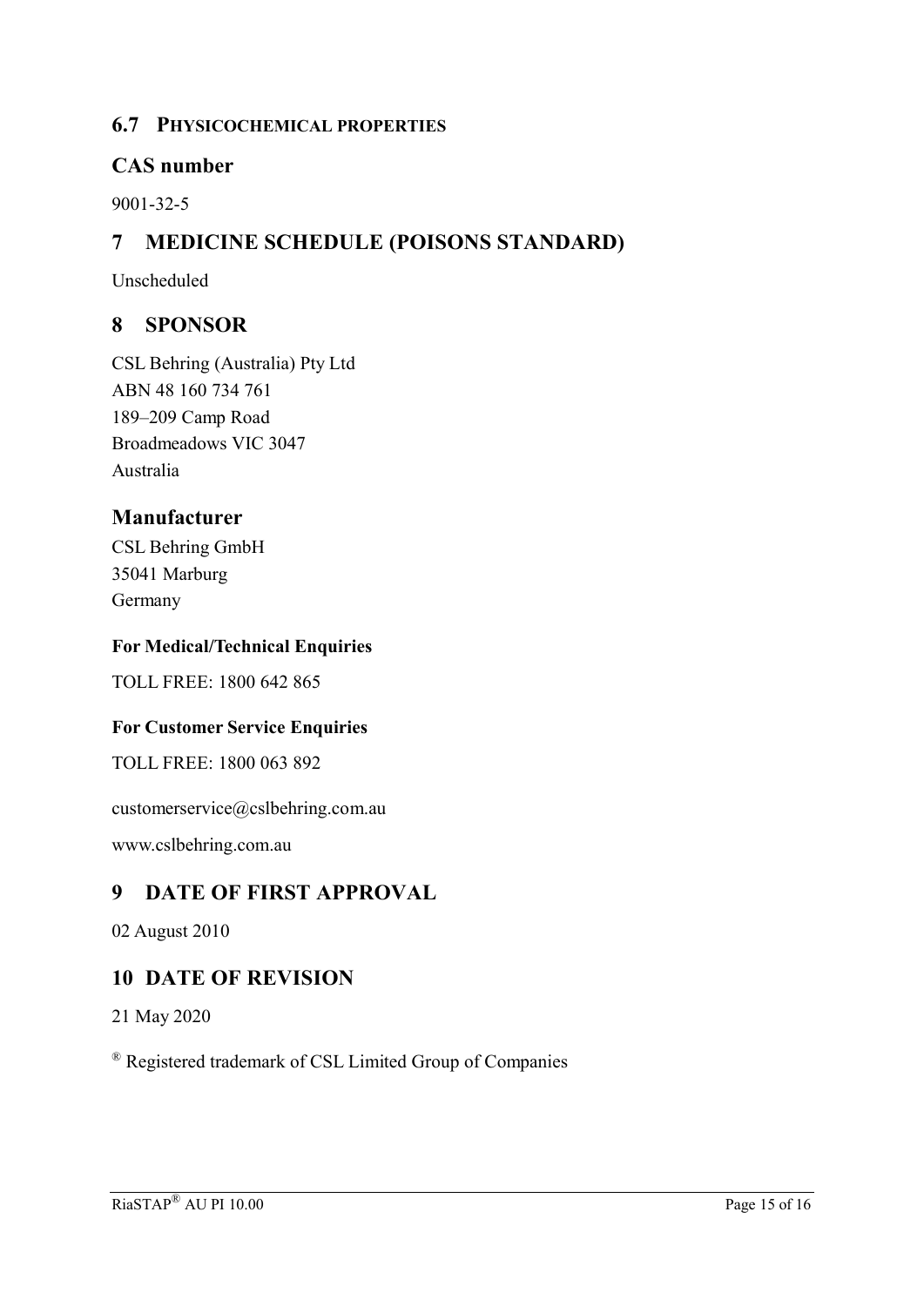### 6.7 PHYSICOCHEMICAL PROPERTIES

## CAS number

9001-32-5

# 7 MEDICINE SCHEDULE (POISONS STANDARD)

Unscheduled

# 8 SPONSOR

CSL Behring (Australia) Pty Ltd
ABN 48 160 734 761
189–209 Camp Road
Broadmeadows VIC 3047
Australia

## Manufacturer

CSL Behring GmbH
35041 Marburg
Germany

**For Medical/Technical Enquiries**

TOLL FREE: 1800 642 865

**For Customer Service Enquiries**

TOLL FREE: 1800 063 892

customerservice@cslbehring.com.au

www.cslbehring.com.au

# 9 DATE OF FIRST APPROVAL

02 August 2010

# 10 DATE OF REVISION

21 May 2020

® Registered trademark of CSL Limited Group of Companies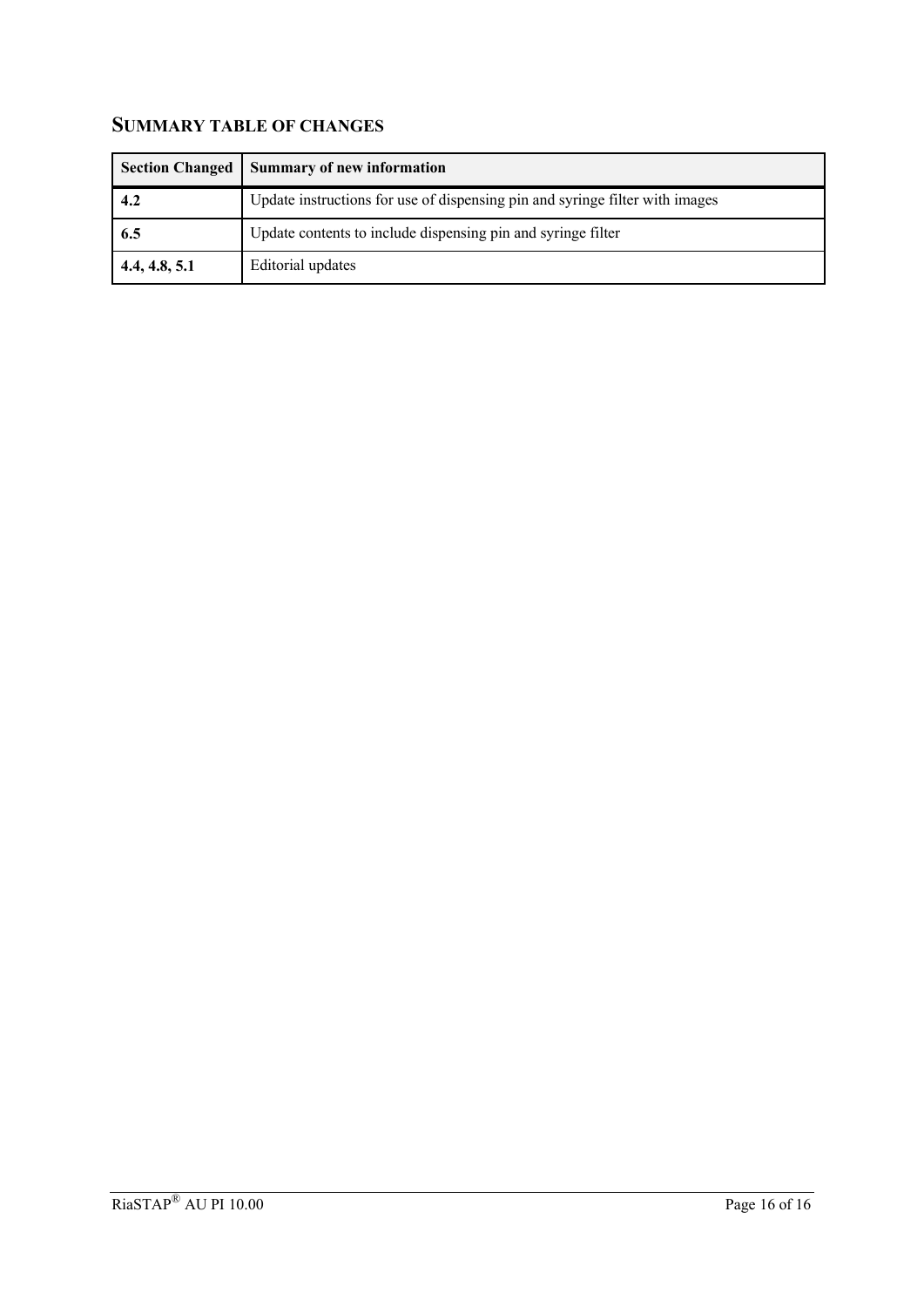## SUMMARY TABLE OF CHANGES

| Section Changed | Summary of new information |
|---|---|
| **4.2** | Update instructions for use of dispensing pin and syringe filter with images |
| **6.5** | Update contents to include dispensing pin and syringe filter |
| **4.4, 4.8, 5.1** | Editorial updates |